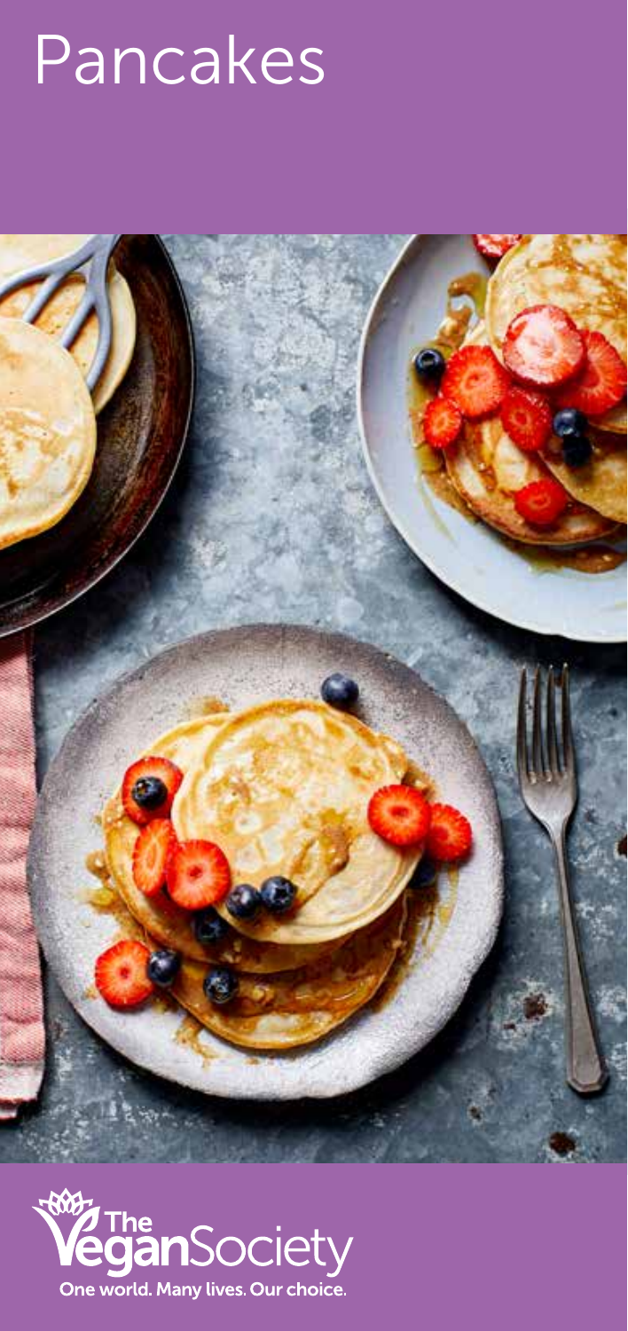# Pancakes

The Vegan Society

One world. Many lives. Our choice.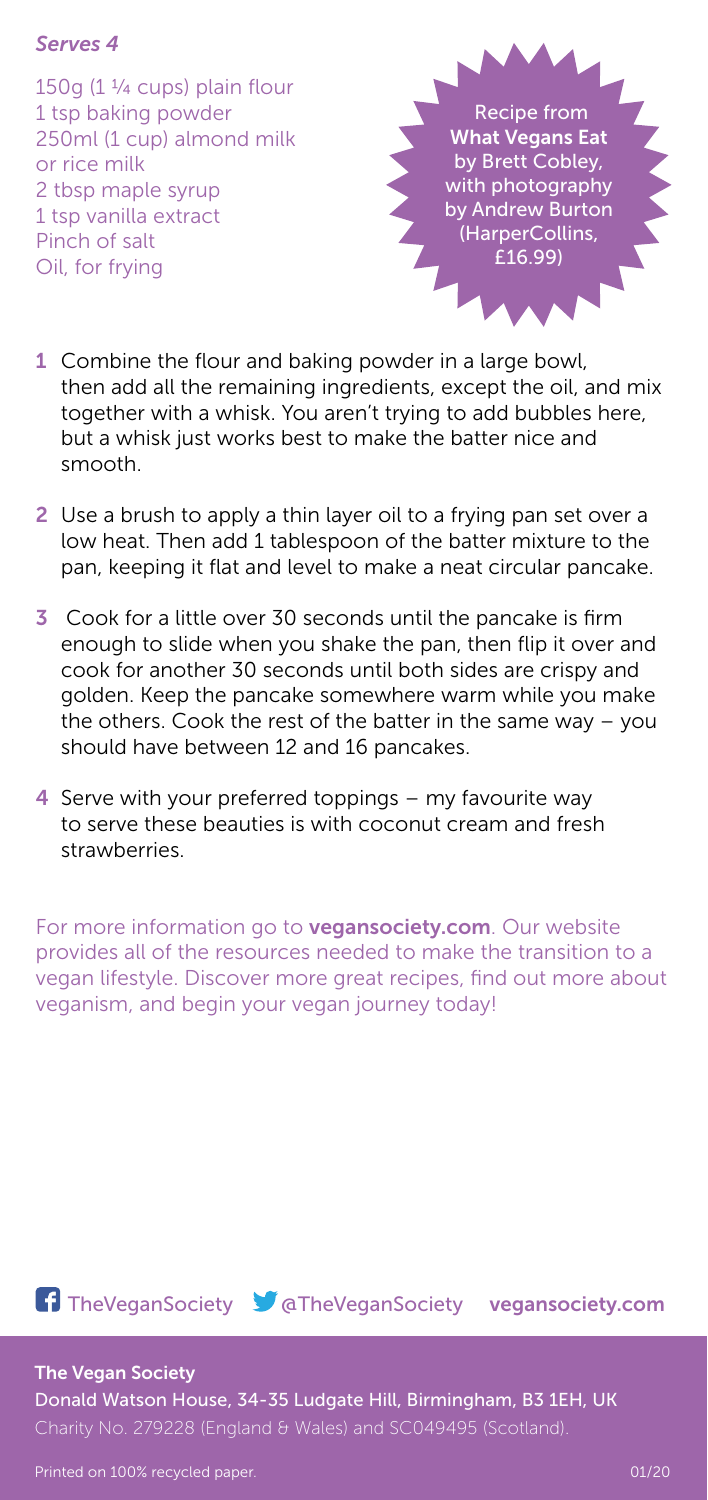*Serves 4*

150g (1 ¼ cups) plain flour
1 tsp baking powder
250ml (1 cup) almond milk or rice milk
2 tbsp maple syrup
1 tsp vanilla extract
Pinch of salt
Oil, for frying

Recipe from **What Vegans Eat** by Brett Cobley, with photography by Andrew Burton (HarperCollins, £16.99)

1. Combine the flour and baking powder in a large bowl, then add all the remaining ingredients, except the oil, and mix together with a whisk. You aren't trying to add bubbles here, but a whisk just works best to make the batter nice and smooth.
2. Use a brush to apply a thin layer oil to a frying pan set over a low heat. Then add 1 tablespoon of the batter mixture to the pan, keeping it flat and level to make a neat circular pancake.
3. Cook for a little over 30 seconds until the pancake is firm enough to slide when you shake the pan, then flip it over and cook for another 30 seconds until both sides are crispy and golden. Keep the pancake somewhere warm while you make the others. Cook the rest of the batter in the same way – you should have between 12 and 16 pancakes.
4. Serve with your preferred toppings – my favourite way to serve these beauties is with coconut cream and fresh strawberries.

For more information go to **vegansociety.com**. Our website provides all of the resources needed to make the transition to a vegan lifestyle. Discover more great recipes, find out more about veganism, and begin your vegan journey today!

TheVeganSociety @TheVeganSociety **vegansociety.com**

**The Vegan Society**
Donald Watson House, 34-35 Ludgate Hill, Birmingham, B3 1EH, UK
Charity No. 279228 (England & Wales) and SC049495 (Scotland).

Printed on 100% recycled paper. 01/20